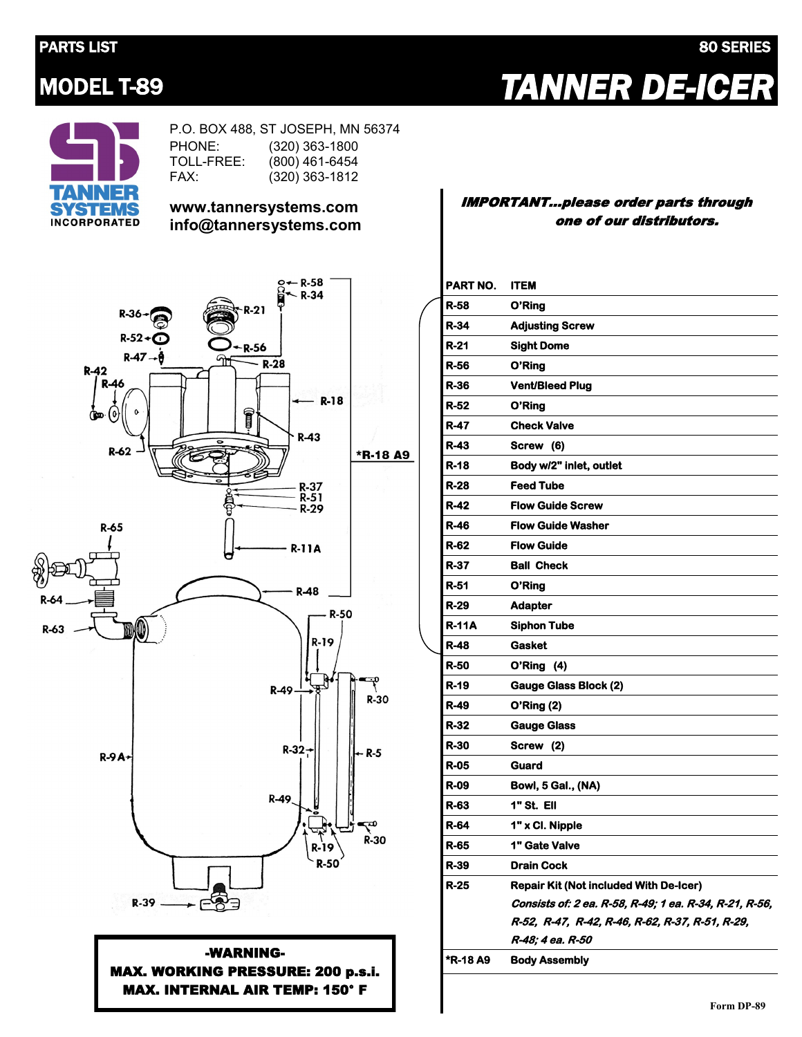# PARTS LIST — 80 SERIES

## MODEL T-89 — TANNER DE-ICER

**TANNER SYSTEMS INCORPORATED**

P.O. BOX 488, ST JOSEPH, MN 56374
PHONE: (320) 363-1800
TOLL-FREE: (800) 461-6454
FAX: (320) 363-1812

**www.tannersystems.com**
**info@tannersystems.com**

***IMPORTANT...please order parts through one of our distributors.***

| PART NO. | ITEM |
|---|---|
| R-58 | O'Ring |
| R-34 | Adjusting Screw |
| R-21 | Sight Dome |
| R-56 | O'Ring |
| R-36 | Vent/Bleed Plug |
| R-52 | O'Ring |
| R-47 | Check Valve |
| R-43 | Screw (6) |
| R-18 | Body w/2" inlet, outlet |
| R-28 | Feed Tube |
| R-42 | Flow Guide Screw |
| R-46 | Flow Guide Washer |
| R-62 | Flow Guide |
| R-37 | Ball Check |
| R-51 | O'Ring |
| R-29 | Adapter |
| R-11A | Siphon Tube |
| R-48 | Gasket |
| R-50 | O'Ring (4) |
| R-19 | Gauge Glass Block (2) |
| R-49 | O'Ring (2) |
| R-32 | Gauge Glass |
| R-30 | Screw (2) |
| R-05 | Guard |
| R-09 | Bowl, 5 Gal., (NA) |
| R-63 | 1" St. Ell |
| R-64 | 1" x Cl. Nipple |
| R-65 | 1" Gate Valve |
| R-39 | Drain Cock |
| R-25 | Repair Kit (Not included With De-Icer) *Consists of: 2 ea. R-58, R-49; 1 ea. R-34, R-21, R-56, R-52, R-47, R-42, R-46, R-62, R-37, R-51, R-29, R-48; 4 ea. R-50* |
| *R-18 A9 | Body Assembly |

**-WARNING-**
**MAX. WORKING PRESSURE: 200 p.s.i.**
**MAX. INTERNAL AIR TEMP: 150° F**

Form DP-89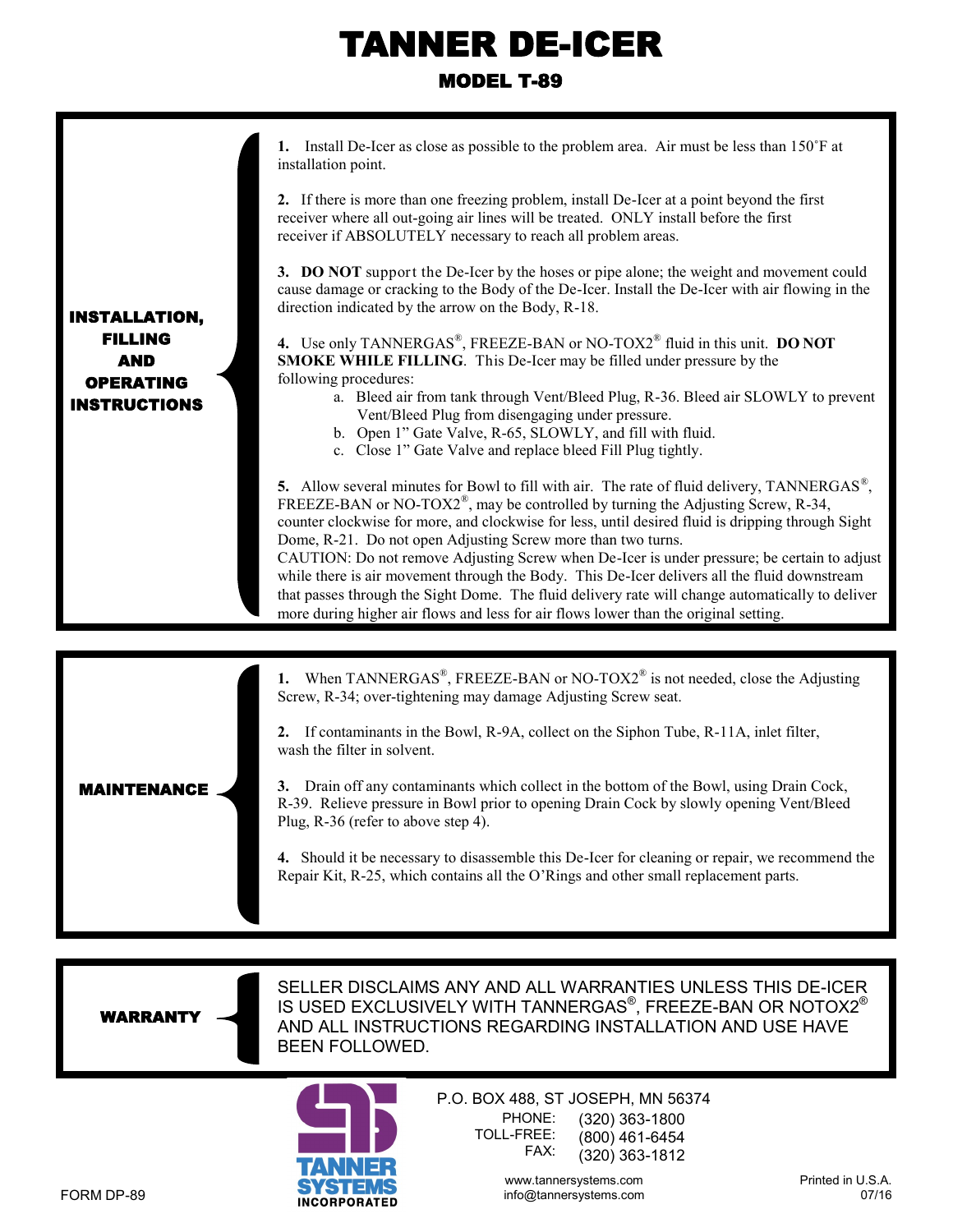# TANNER DE-ICER

## MODEL T-89

### INSTALLATION, FILLING AND OPERATING INSTRUCTIONS

**1.** Install De-Icer as close as possible to the problem area. Air must be less than 150˚F at installation point.

**2.** If there is more than one freezing problem, install De-Icer at a point beyond the first receiver where all out-going air lines will be treated. ONLY install before the first receiver if ABSOLUTELY necessary to reach all problem areas.

**3. DO NOT** support the De-Icer by the hoses or pipe alone; the weight and movement could cause damage or cracking to the Body of the De-Icer. Install the De-Icer with air flowing in the direction indicated by the arrow on the Body, R-18.

**4.** Use only TANNERGAS®, FREEZE-BAN or NO-TOX2® fluid in this unit. **DO NOT SMOKE WHILE FILLING**. This De-Icer may be filled under pressure by the following procedures:

a. Bleed air from tank through Vent/Bleed Plug, R-36. Bleed air SLOWLY to prevent Vent/Bleed Plug from disengaging under pressure.
b. Open 1" Gate Valve, R-65, SLOWLY, and fill with fluid.
c. Close 1" Gate Valve and replace bleed Fill Plug tightly.

**5.** Allow several minutes for Bowl to fill with air. The rate of fluid delivery, TANNERGAS®, FREEZE-BAN or NO-TOX2®, may be controlled by turning the Adjusting Screw, R-34, counter clockwise for more, and clockwise for less, until desired fluid is dripping through Sight Dome, R-21. Do not open Adjusting Screw more than two turns.
CAUTION: Do not remove Adjusting Screw when De-Icer is under pressure; be certain to adjust while there is air movement through the Body. This De-Icer delivers all the fluid downstream that passes through the Sight Dome. The fluid delivery rate will change automatically to deliver more during higher air flows and less for air flows lower than the original setting.

### MAINTENANCE

**1.** When TANNERGAS®, FREEZE-BAN or NO-TOX2® is not needed, close the Adjusting Screw, R-34; over-tightening may damage Adjusting Screw seat.

**2.** If contaminants in the Bowl, R-9A, collect on the Siphon Tube, R-11A, inlet filter, wash the filter in solvent.

**3.** Drain off any contaminants which collect in the bottom of the Bowl, using Drain Cock, R-39. Relieve pressure in Bowl prior to opening Drain Cock by slowly opening Vent/Bleed Plug, R-36 (refer to above step 4).

**4.** Should it be necessary to disassemble this De-Icer for cleaning or repair, we recommend the Repair Kit, R-25, which contains all the O'Rings and other small replacement parts.

### WARRANTY

SELLER DISCLAIMS ANY AND ALL WARRANTIES UNLESS THIS DE-ICER IS USED EXCLUSIVELY WITH TANNERGAS®, FREEZE-BAN OR NOTOX2® AND ALL INSTRUCTIONS REGARDING INSTALLATION AND USE HAVE BEEN FOLLOWED.

TANNER SYSTEMS INCORPORATED

P.O. BOX 488, ST JOSEPH, MN 56374
PHONE: (320) 363-1800
TOLL-FREE: (800) 461-6454
FAX: (320) 363-1812

www.tannersystems.com
info@tannersystems.com

FORM DP-89

Printed in U.S.A.
07/16